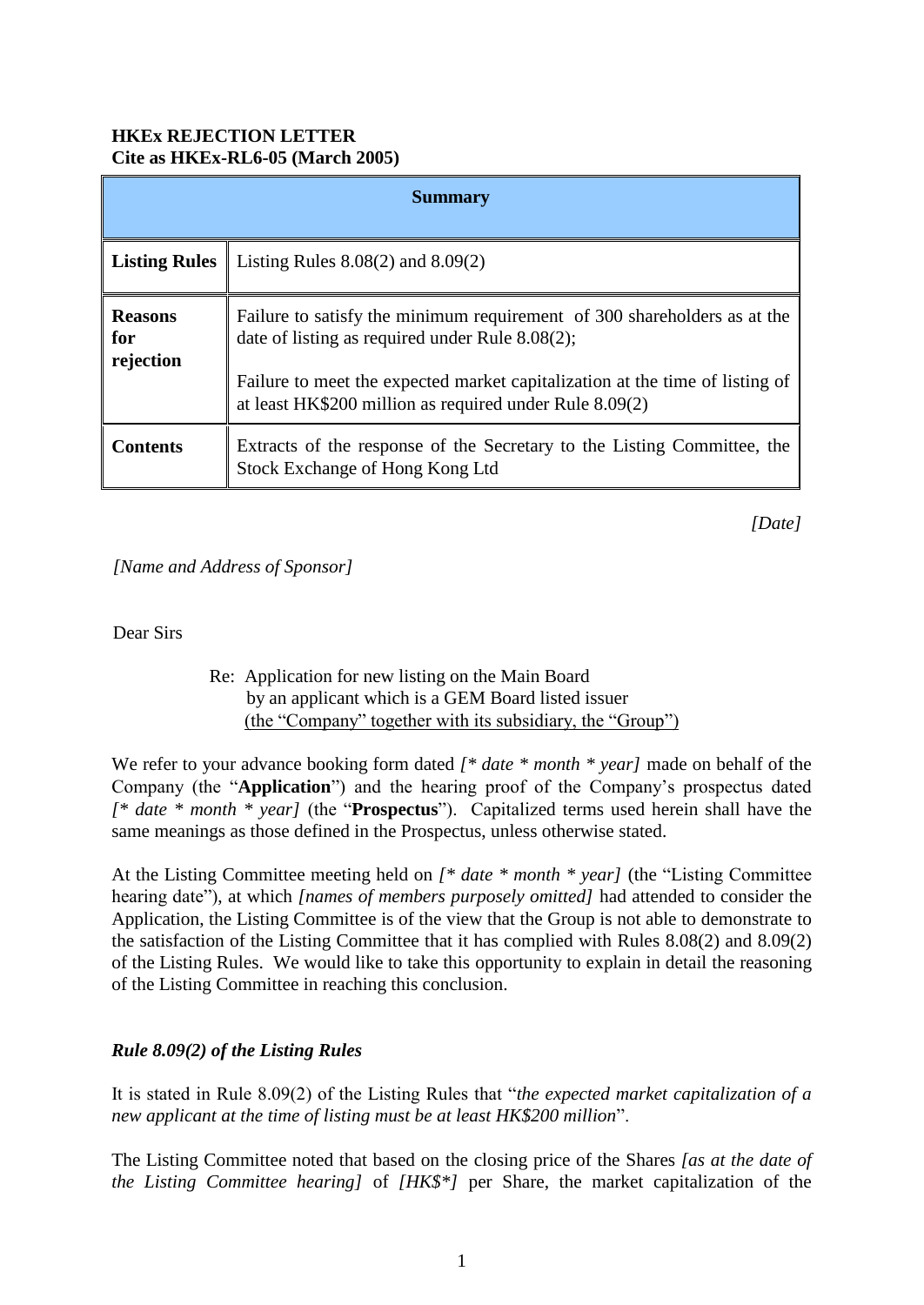**HKEx REJECTION LETTER**
**Cite as HKEx-RL6-05 (March 2005)**

| **Summary** | |
|---|---|
| **Listing Rules** | Listing Rules 8.08(2) and 8.09(2) |
| **Reasons for rejection** | Failure to satisfy the minimum requirement of 300 shareholders as at the date of listing as required under Rule 8.08(2); <br><br> Failure to meet the expected market capitalization at the time of listing of at least HK$200 million as required under Rule 8.09(2) |
| **Contents** | Extracts of the response of the Secretary to the Listing Committee, the Stock Exchange of Hong Kong Ltd |

*[Date]*

*[Name and Address of Sponsor]*

Dear Sirs

Re: Application for new listing on the Main Board by an applicant which is a GEM Board listed issuer (the "Company" together with its subsidiary, the "Group")

We refer to your advance booking form dated *[* date * month * year]* made on behalf of the Company (the "**Application**") and the hearing proof of the Company's prospectus dated *[* date * month * year]* (the "**Prospectus**"). Capitalized terms used herein shall have the same meanings as those defined in the Prospectus, unless otherwise stated.

At the Listing Committee meeting held on *[* date * month * year]* (the "Listing Committee hearing date"), at which *[names of members purposely omitted]* had attended to consider the Application, the Listing Committee is of the view that the Group is not able to demonstrate to the satisfaction of the Listing Committee that it has complied with Rules 8.08(2) and 8.09(2) of the Listing Rules. We would like to take this opportunity to explain in detail the reasoning of the Listing Committee in reaching this conclusion.

***Rule 8.09(2) of the Listing Rules***

It is stated in Rule 8.09(2) of the Listing Rules that "*the expected market capitalization of a new applicant at the time of listing must be at least HK$200 million*".

The Listing Committee noted that based on the closing price of the Shares *[as at the date of the Listing Committee hearing]* of *[HK$*]* per Share, the market capitalization of the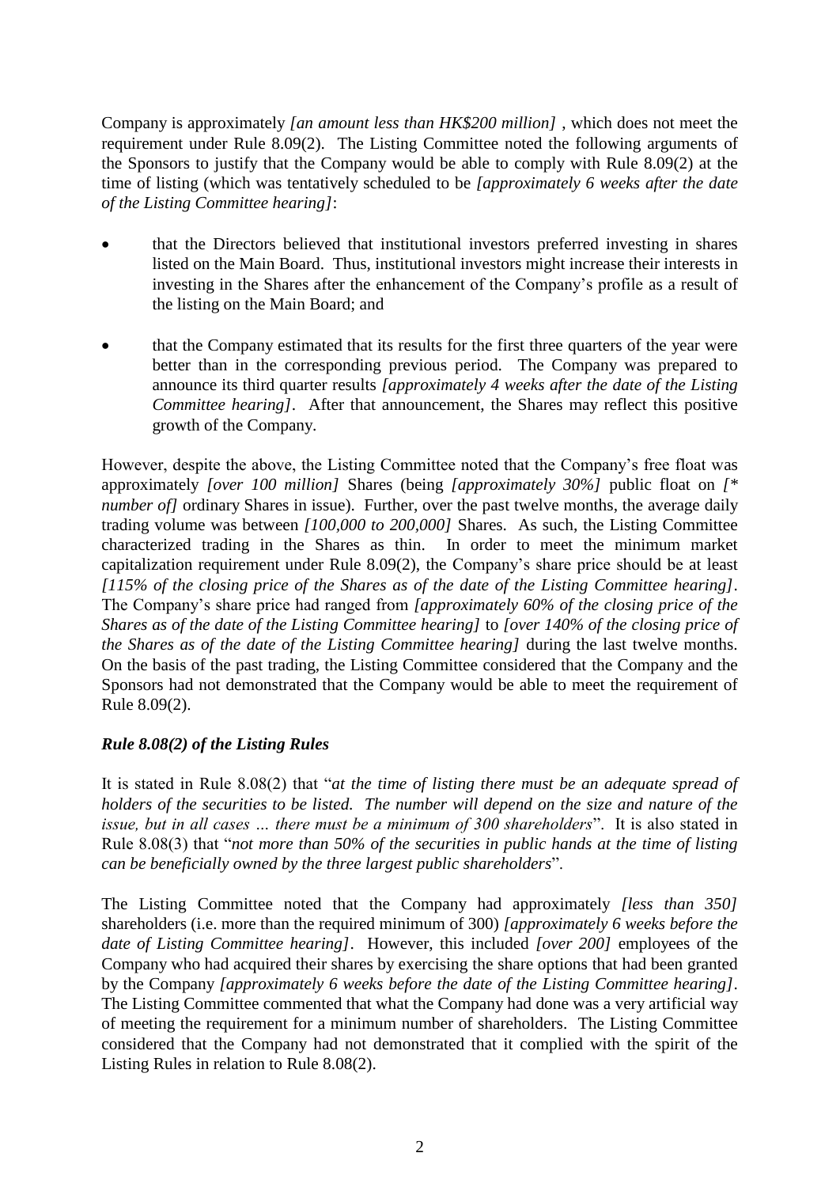Company is approximately *[an amount less than HK$200 million]* , which does not meet the requirement under Rule 8.09(2). The Listing Committee noted the following arguments of the Sponsors to justify that the Company would be able to comply with Rule 8.09(2) at the time of listing (which was tentatively scheduled to be *[approximately 6 weeks after the date of the Listing Committee hearing]*:

- that the Directors believed that institutional investors preferred investing in shares listed on the Main Board. Thus, institutional investors might increase their interests in investing in the Shares after the enhancement of the Company's profile as a result of the listing on the Main Board; and

- that the Company estimated that its results for the first three quarters of the year were better than in the corresponding previous period. The Company was prepared to announce its third quarter results *[approximately 4 weeks after the date of the Listing Committee hearing]*. After that announcement, the Shares may reflect this positive growth of the Company.

However, despite the above, the Listing Committee noted that the Company's free float was approximately *[over 100 million]* Shares (being *[approximately 30%]* public float on *[* number of]* ordinary Shares in issue). Further, over the past twelve months, the average daily trading volume was between *[100,000 to 200,000]* Shares. As such, the Listing Committee characterized trading in the Shares as thin. In order to meet the minimum market capitalization requirement under Rule 8.09(2), the Company's share price should be at least *[115% of the closing price of the Shares as of the date of the Listing Committee hearing]*. The Company's share price had ranged from *[approximately 60% of the closing price of the Shares as of the date of the Listing Committee hearing]* to *[over 140% of the closing price of the Shares as of the date of the Listing Committee hearing]* during the last twelve months. On the basis of the past trading, the Listing Committee considered that the Company and the Sponsors had not demonstrated that the Company would be able to meet the requirement of Rule 8.09(2).

### *Rule 8.08(2) of the Listing Rules*

It is stated in Rule 8.08(2) that "*at the time of listing there must be an adequate spread of holders of the securities to be listed. The number will depend on the size and nature of the issue, but in all cases … there must be a minimum of 300 shareholders*". It is also stated in Rule 8.08(3) that "*not more than 50% of the securities in public hands at the time of listing can be beneficially owned by the three largest public shareholders*".

The Listing Committee noted that the Company had approximately *[less than 350]* shareholders (i.e. more than the required minimum of 300) *[approximately 6 weeks before the date of Listing Committee hearing]*. However, this included *[over 200]* employees of the Company who had acquired their shares by exercising the share options that had been granted by the Company *[approximately 6 weeks before the date of the Listing Committee hearing]*. The Listing Committee commented that what the Company had done was a very artificial way of meeting the requirement for a minimum number of shareholders. The Listing Committee considered that the Company had not demonstrated that it complied with the spirit of the Listing Rules in relation to Rule 8.08(2).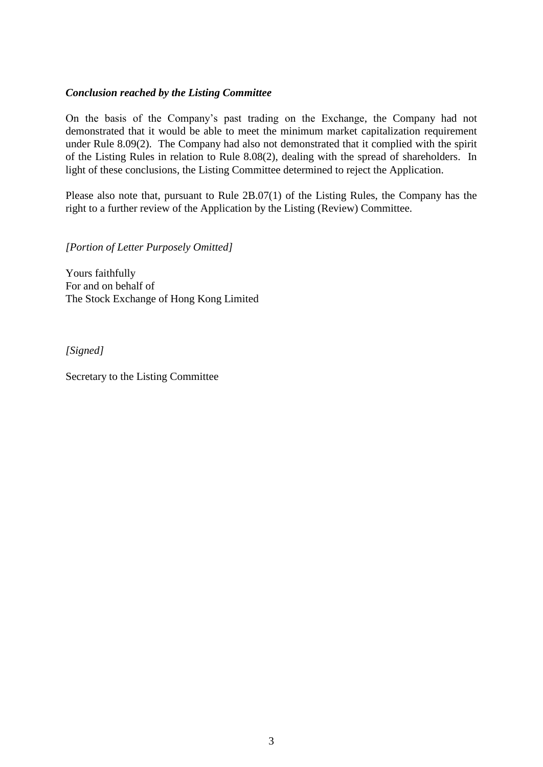***Conclusion reached by the Listing Committee***

On the basis of the Company's past trading on the Exchange, the Company had not demonstrated that it would be able to meet the minimum market capitalization requirement under Rule 8.09(2). The Company had also not demonstrated that it complied with the spirit of the Listing Rules in relation to Rule 8.08(2), dealing with the spread of shareholders. In light of these conclusions, the Listing Committee determined to reject the Application.

Please also note that, pursuant to Rule 2B.07(1) of the Listing Rules, the Company has the right to a further review of the Application by the Listing (Review) Committee.

*[Portion of Letter Purposely Omitted]*

Yours faithfully
For and on behalf of
The Stock Exchange of Hong Kong Limited

*[Signed]*

Secretary to the Listing Committee